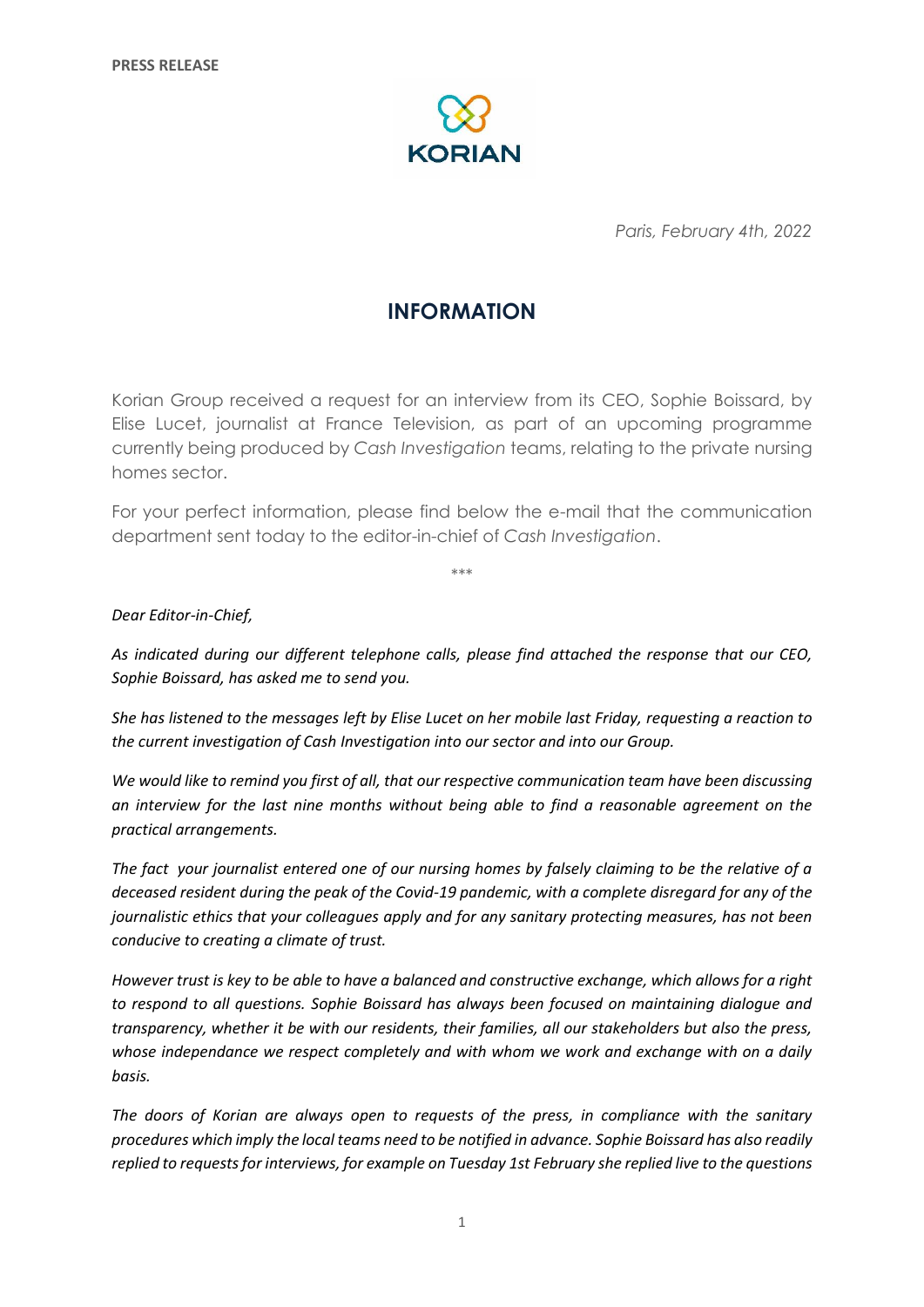**PRESS RELEASE**

KORIAN

*Paris, February 4th, 2022*

# INFORMATION

Korian Group received a request for an interview from its CEO, Sophie Boissard, by Elise Lucet, journalist at France Television, as part of an upcoming programme currently being produced by *Cash Investigation* teams, relating to the private nursing homes sector.

For your perfect information, please find below the e-mail that the communication department sent today to the editor-in-chief of *Cash Investigation*.

\*\*\*

*Dear Editor-in-Chief,*

*As indicated during our different telephone calls, please find attached the response that our CEO, Sophie Boissard, has asked me to send you.*

*She has listened to the messages left by Elise Lucet on her mobile last Friday, requesting a reaction to the current investigation of Cash Investigation into our sector and into our Group.*

*We would like to remind you first of all, that our respective communication team have been discussing an interview for the last nine months without being able to find a reasonable agreement on the practical arrangements.*

*The fact your journalist entered one of our nursing homes by falsely claiming to be the relative of a deceased resident during the peak of the Covid-19 pandemic, with a complete disregard for any of the journalistic ethics that your colleagues apply and for any sanitary protecting measures, has not been conducive to creating a climate of trust.*

*However trust is key to be able to have a balanced and constructive exchange, which allows for a right to respond to all questions. Sophie Boissard has always been focused on maintaining dialogue and transparency, whether it be with our residents, their families, all our stakeholders but also the press, whose independance we respect completely and with whom we work and exchange with on a daily basis.*

*The doors of Korian are always open to requests of the press, in compliance with the sanitary procedures which imply the local teams need to be notified in advance. Sophie Boissard has also readily replied to requests for interviews, for example on Tuesday 1st February she replied live to the questions*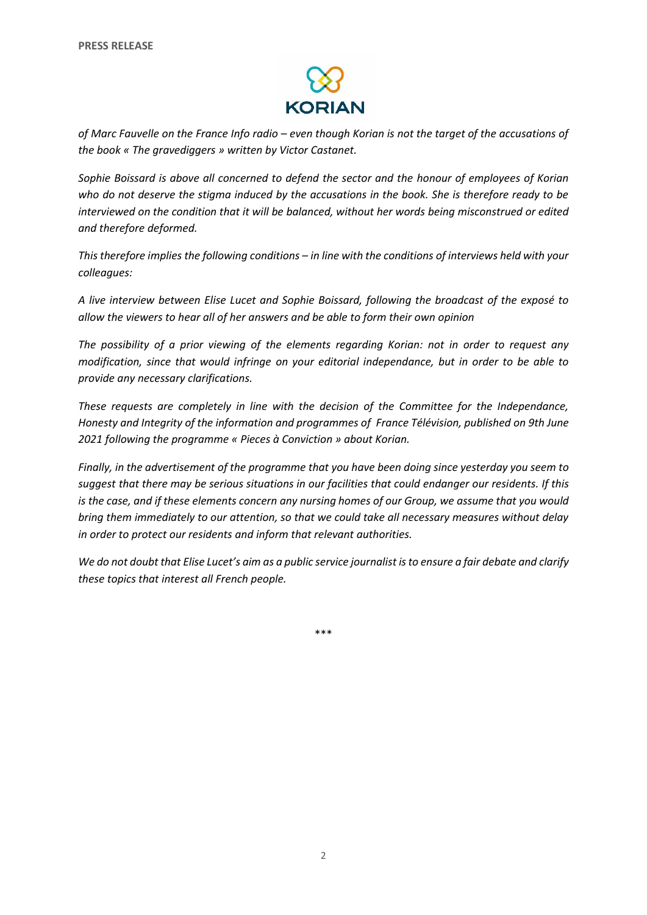*of Marc Fauvelle on the France Info radio – even though Korian is not the target of the accusations of the book « The gravediggers » written by Victor Castanet.*

*Sophie Boissard is above all concerned to defend the sector and the honour of employees of Korian who do not deserve the stigma induced by the accusations in the book. She is therefore ready to be interviewed on the condition that it will be balanced, without her words being misconstrued or edited and therefore deformed.*

*This therefore implies the following conditions – in line with the conditions of interviews held with your colleagues:*

*A live interview between Elise Lucet and Sophie Boissard, following the broadcast of the exposé to allow the viewers to hear all of her answers and be able to form their own opinion*

*The possibility of a prior viewing of the elements regarding Korian: not in order to request any modification, since that would infringe on your editorial independance, but in order to be able to provide any necessary clarifications.*

*These requests are completely in line with the decision of the Committee for the Independance, Honesty and Integrity of the information and programmes of France Télévision, published on 9th June 2021 following the programme « Pieces à Conviction » about Korian.*

*Finally, in the advertisement of the programme that you have been doing since yesterday you seem to suggest that there may be serious situations in our facilities that could endanger our residents. If this is the case, and if these elements concern any nursing homes of our Group, we assume that you would bring them immediately to our attention, so that we could take all necessary measures without delay in order to protect our residents and inform that relevant authorities.*

*We do not doubt that Elise Lucet's aim as a public service journalist is to ensure a fair debate and clarify these topics that interest all French people.*

***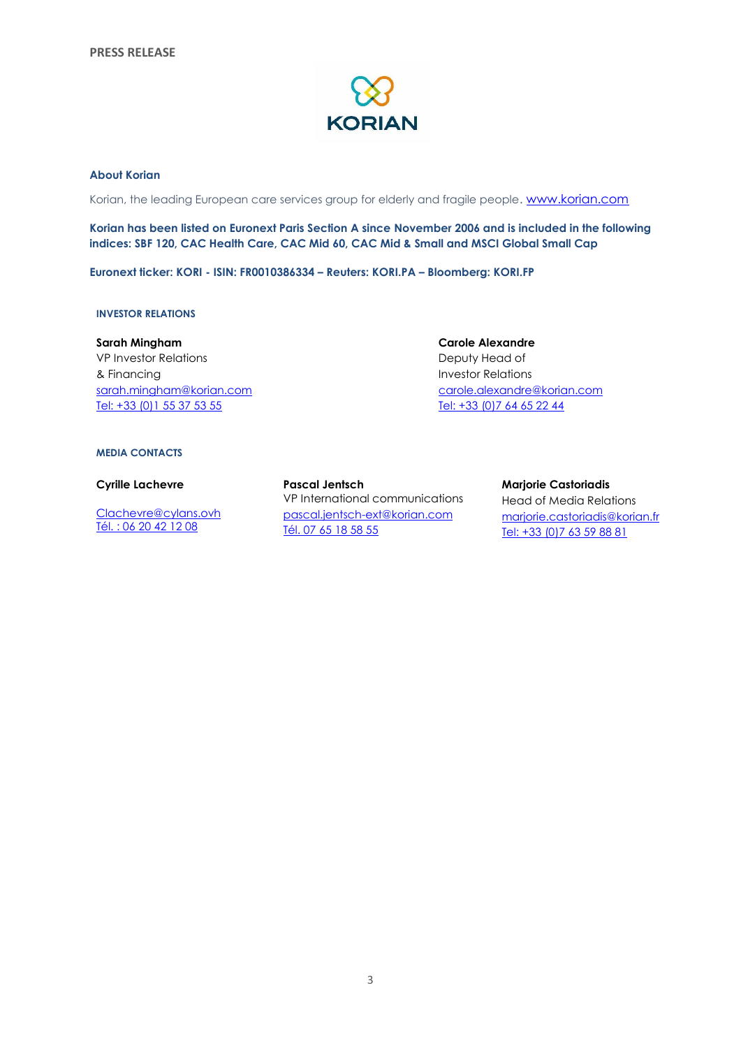PRESS RELEASE

KORIAN

### About Korian

Korian, the leading European care services group for elderly and fragile people. www.korian.com

**Korian has been listed on Euronext Paris Section A since November 2006 and is included in the following indices: SBF 120, CAC Health Care, CAC Mid 60, CAC Mid & Small and MSCI Global Small Cap**

**Euronext ticker: KORI - ISIN: FR0010386334 – Reuters: KORI.PA – Bloomberg: KORI.FP**

#### INVESTOR RELATIONS

**Sarah Mingham**
VP Investor Relations
& Financing
sarah.mingham@korian.com
Tel: +33 (0)1 55 37 53 55

**Carole Alexandre**
Deputy Head of
Investor Relations
carole.alexandre@korian.com
Tel: +33 (0)7 64 65 22 44

#### MEDIA CONTACTS

**Cyrille Lachevre**

Clachevre@cylans.ovh
Tél. : 06 20 42 12 08

**Pascal Jentsch**
VP International communications
pascal.jentsch-ext@korian.com
Tél. 07 65 18 58 55

**Marjorie Castoriadis**
Head of Media Relations
marjorie.castoriadis@korian.fr
Tel: +33 (0)7 63 59 88 81